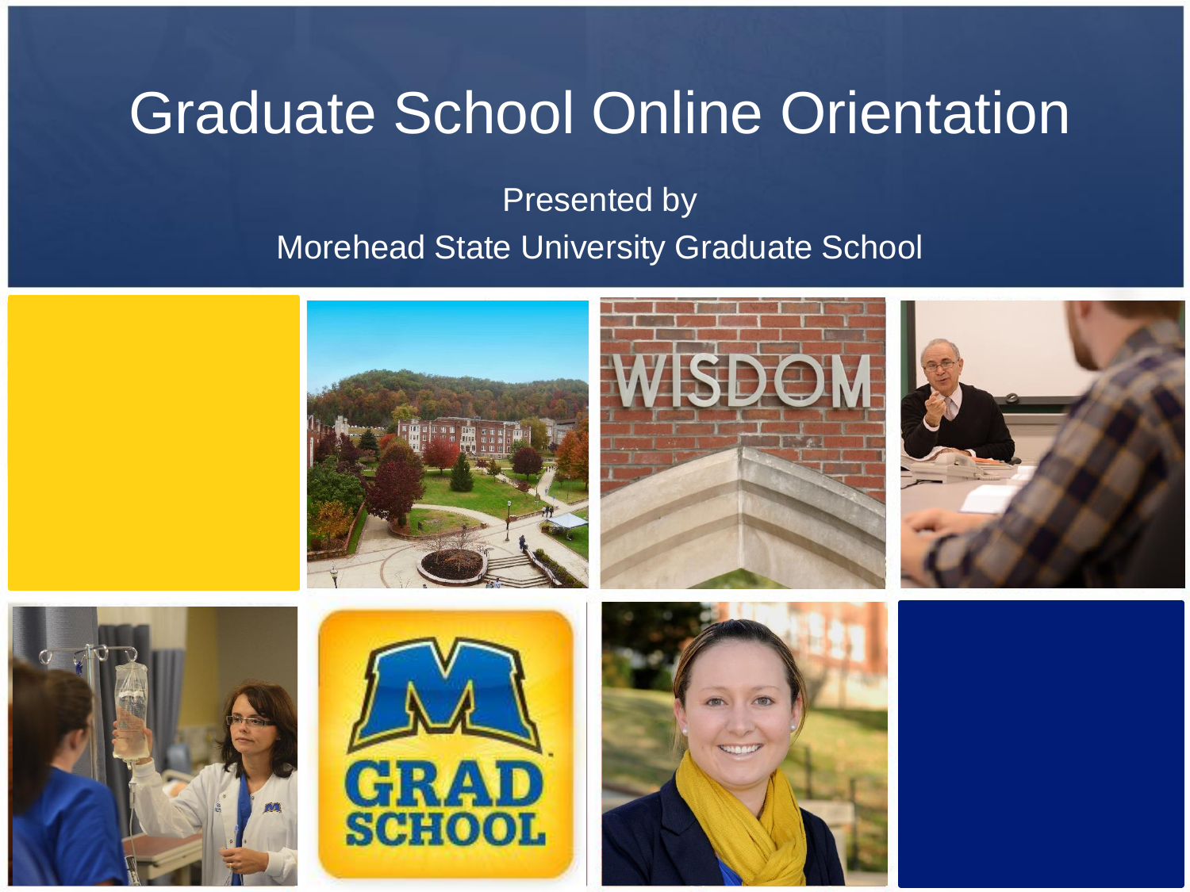# Graduate School Online Orientation

Presented by

Morehead State University Graduate School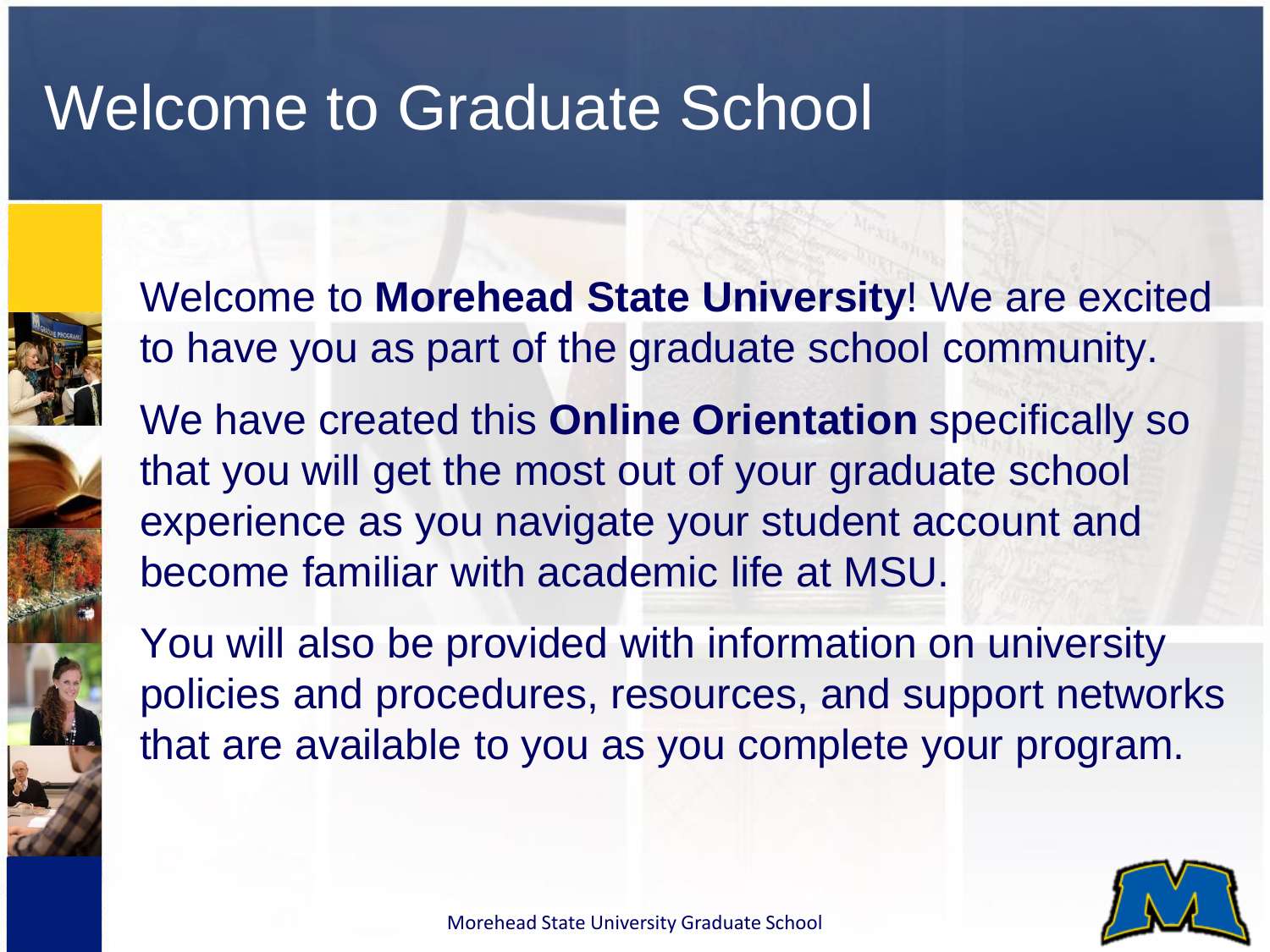# Welcome to Graduate School

Welcome to **Morehead State University**! We are excited to have you as part of the graduate school community.

We have created this **Online Orientation** specifically so that you will get the most out of your graduate school experience as you navigate your student account and become familiar with academic life at MSU.

You will also be provided with information on university policies and procedures, resources, and support networks that are available to you as you complete your program.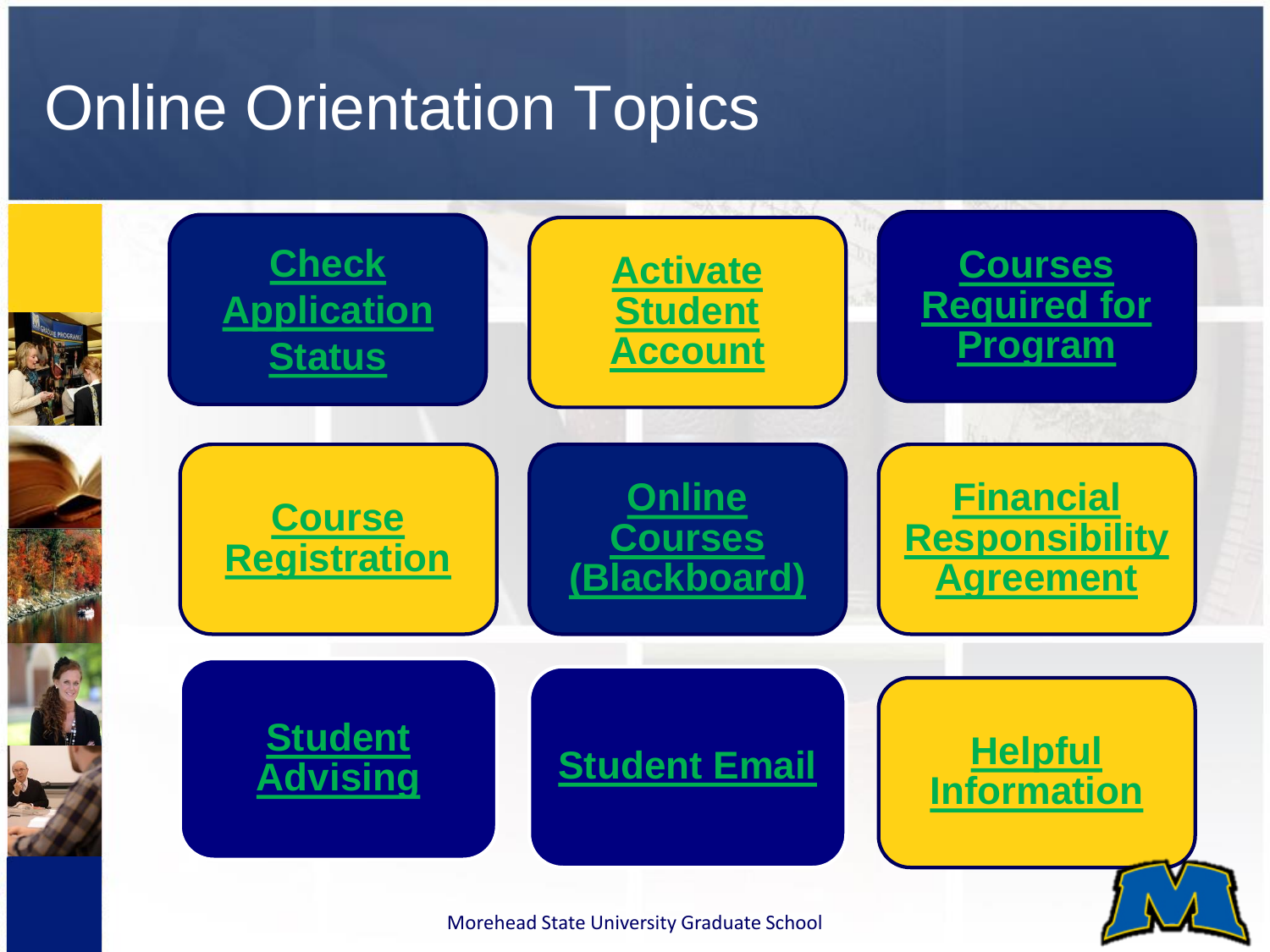# Online Orientation Topics

- Check Application Status
- Activate Student Account
- Courses Required for Program
- Course Registration
- Online Courses (Blackboard)
- Financial Responsibility Agreement
- Student Advising
- Student Email
- Helpful Information

Morehead State University Graduate School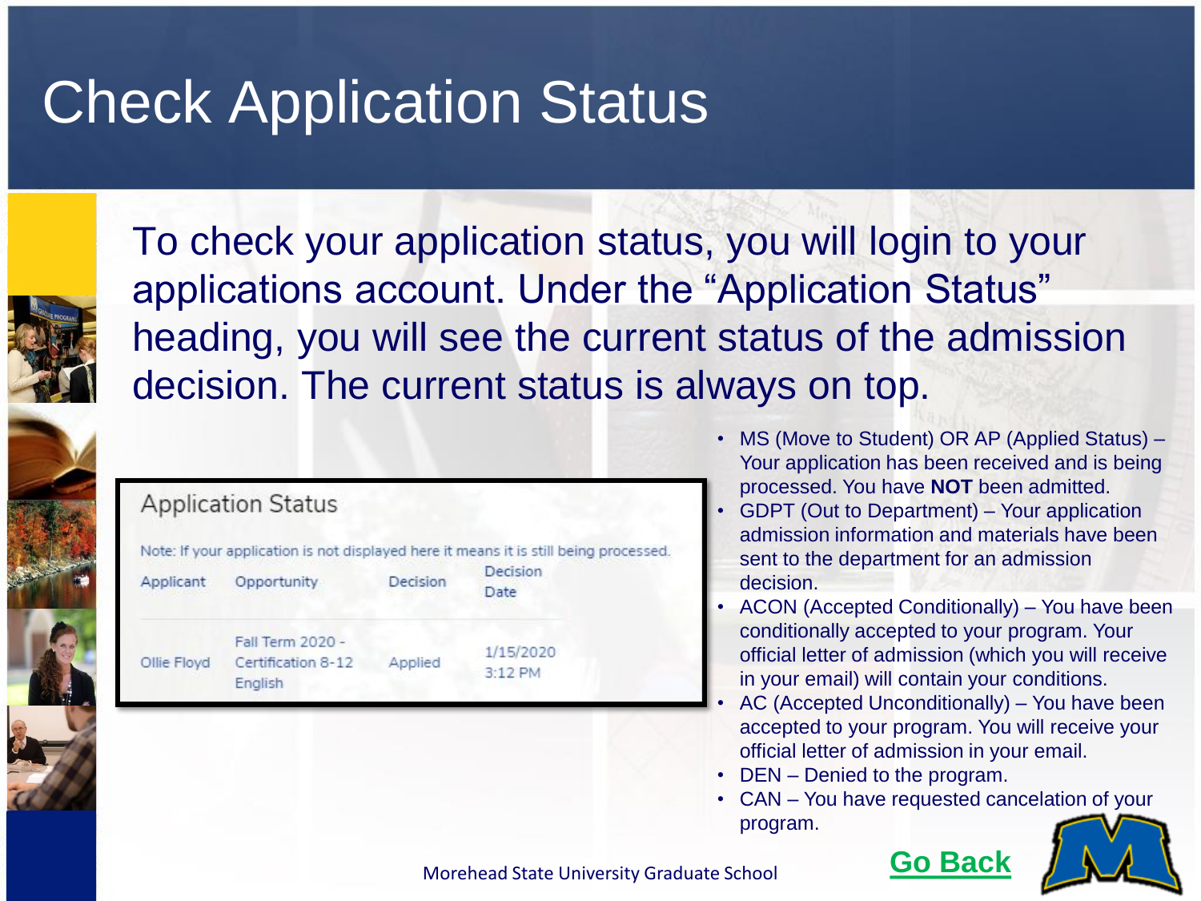# Check Application Status

To check your application status, you will login to your applications account. Under the "Application Status" heading, you will see the current status of the admission decision. The current status is always on top.

## Application Status

Note: If your application is not displayed here it means it is still being processed.

| Applicant | Opportunity | Decision | Decision Date |
| --- | --- | --- | --- |
| Ollie Floyd | Fall Term 2020 - Certification 8-12 English | Applied | 1/15/2020 3:12 PM |

- MS (Move to Student) OR AP (Applied Status) – Your application has been received and is being processed. You have **NOT** been admitted.
- GDPT (Out to Department) – Your application admission information and materials have been sent to the department for an admission decision.
- ACON (Accepted Conditionally) – You have been conditionally accepted to your program. Your official letter of admission (which you will receive in your email) will contain your conditions.
- AC (Accepted Unconditionally) – You have been accepted to your program. You will receive your official letter of admission in your email.
- DEN – Denied to the program.
- CAN – You have requested cancelation of your program.

Morehead State University Graduate School

Go Back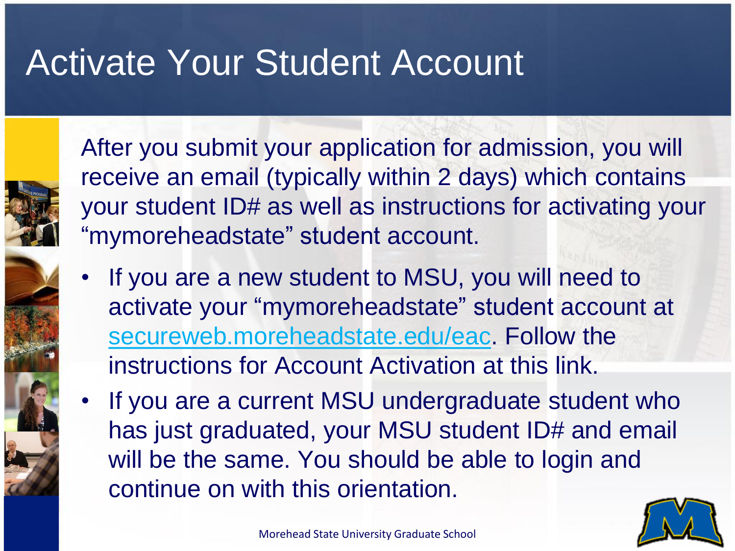# Activate Your Student Account

After you submit your application for admission, you will receive an email (typically within 2 days) which contains your student ID# as well as instructions for activating your "mymoreheadstate" student account.

- If you are a new student to MSU, you will need to activate your "mymoreheadstate" student account at secureweb.moreheadstate.edu/eac. Follow the instructions for Account Activation at this link.
- If you are a current MSU undergraduate student who has just graduated, your MSU student ID# and email will be the same. You should be able to login and continue on with this orientation.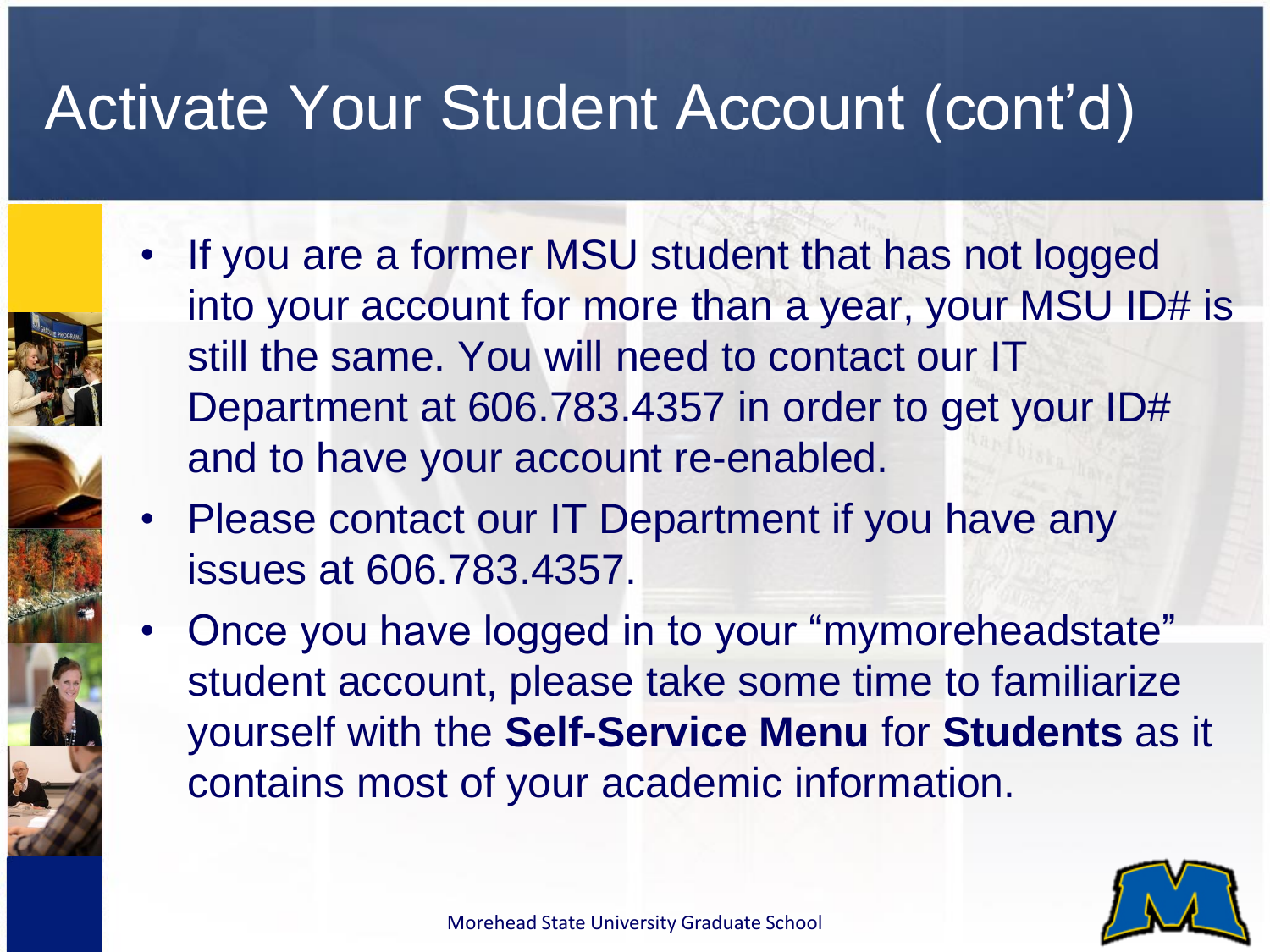# Activate Your Student Account (cont'd)

- If you are a former MSU student that has not logged into your account for more than a year, your MSU ID# is still the same. You will need to contact our IT Department at 606.783.4357 in order to get your ID# and to have your account re-enabled.
- Please contact our IT Department if you have any issues at 606.783.4357.
- Once you have logged in to your "mymoreheadstate" student account, please take some time to familiarize yourself with the **Self-Service Menu** for **Students** as it contains most of your academic information.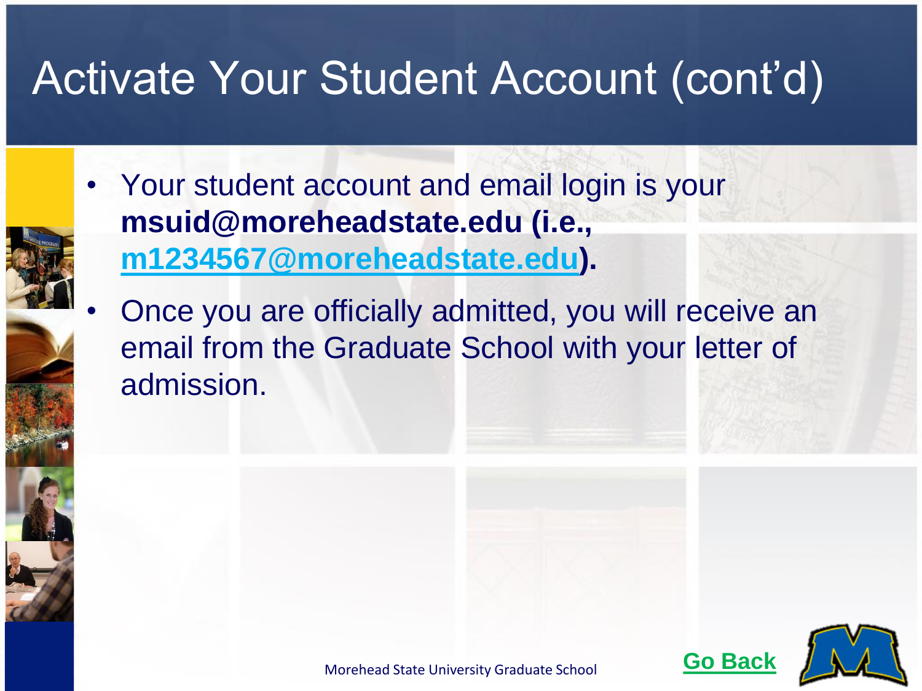# Activate Your Student Account (cont'd)

- Your student account and email login is your **msuid@moreheadstate.edu (i.e., m1234567@moreheadstate.edu).**
- Once you are officially admitted, you will receive an email from the Graduate School with your letter of admission.

Morehead State University Graduate School

**Go Back**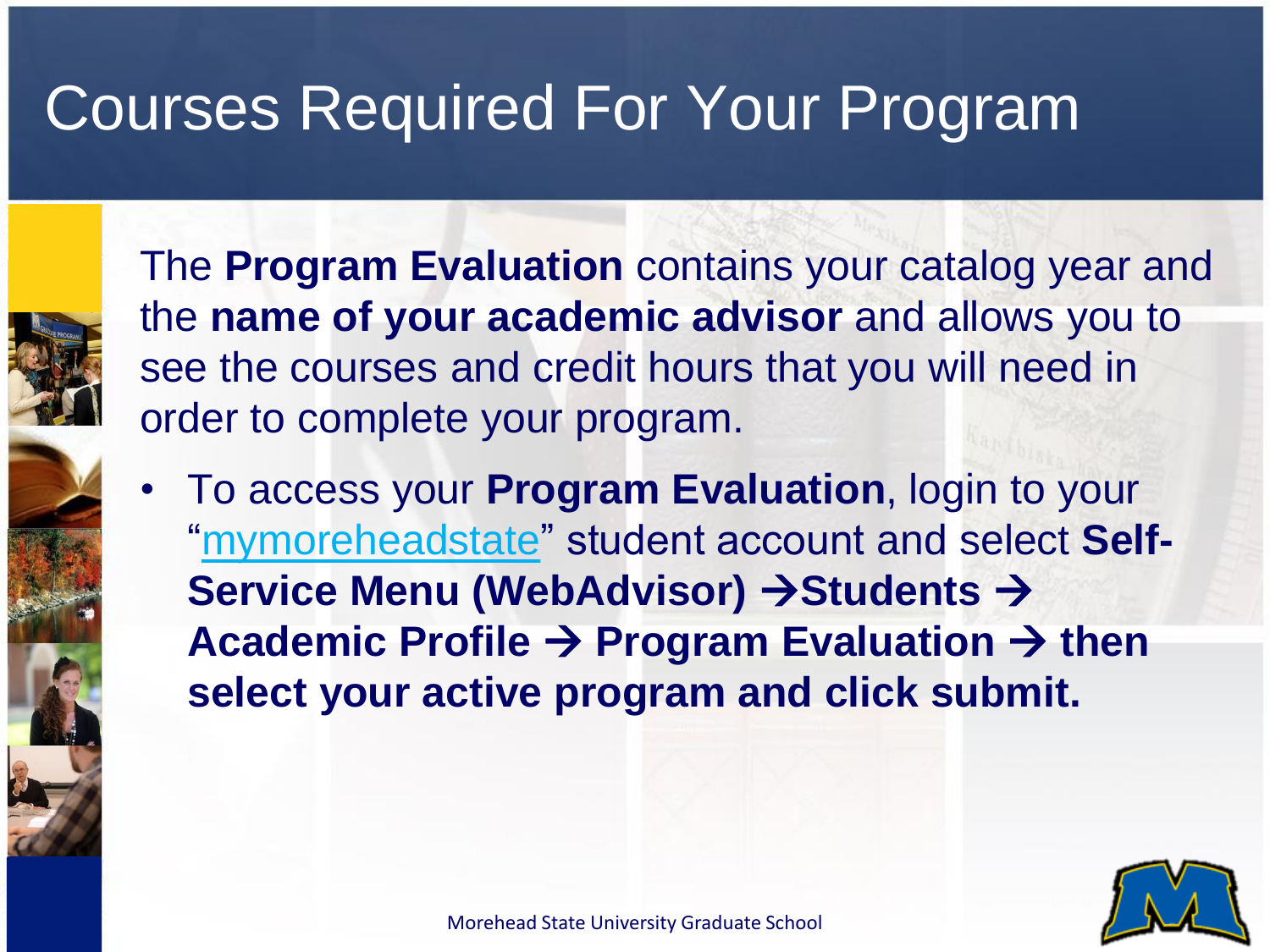# Courses Required For Your Program

The **Program Evaluation** contains your catalog year and the **name of your academic advisor** and allows you to see the courses and credit hours that you will need in order to complete your program.

- To access your **Program Evaluation**, login to your "mymoreheadstate" student account and select **Self-Service Menu (WebAdvisor) →Students → Academic Profile → Program Evaluation → then select your active program and click submit.**

Morehead State University Graduate School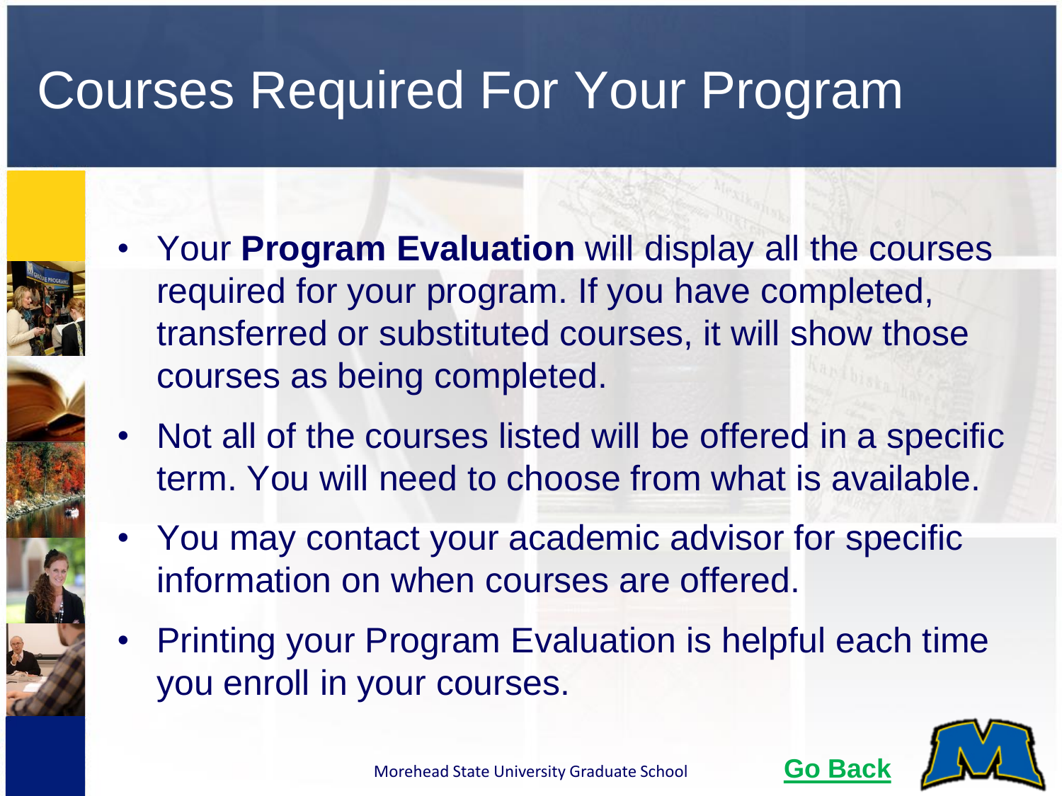# Courses Required For Your Program

- Your **Program Evaluation** will display all the courses required for your program. If you have completed, transferred or substituted courses, it will show those courses as being completed.
- Not all of the courses listed will be offered in a specific term. You will need to choose from what is available.
- You may contact your academic advisor for specific information on when courses are offered.
- Printing your Program Evaluation is helpful each time you enroll in your courses.

Morehead State University Graduate School

**Go Back**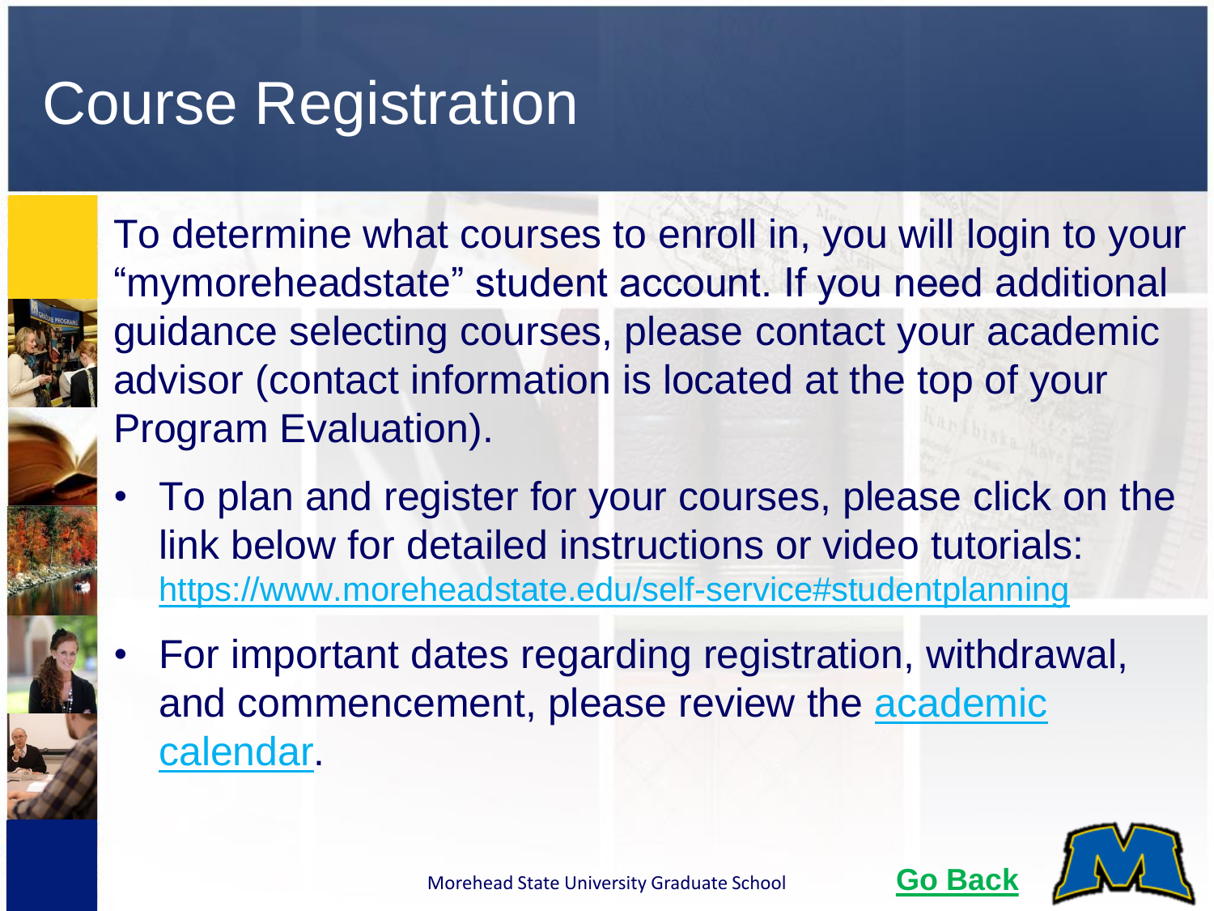# Course Registration

To determine what courses to enroll in, you will login to your "mymoreheadstate" student account. If you need additional guidance selecting courses, please contact your academic advisor (contact information is located at the top of your Program Evaluation).

- To plan and register for your courses, please click on the link below for detailed instructions or video tutorials: [https://www.moreheadstate.edu/self-service#studentplanning](https://www.moreheadstate.edu/self-service#studentplanning)
- For important dates regarding registration, withdrawal, and commencement, please review the academic calendar.

Go Back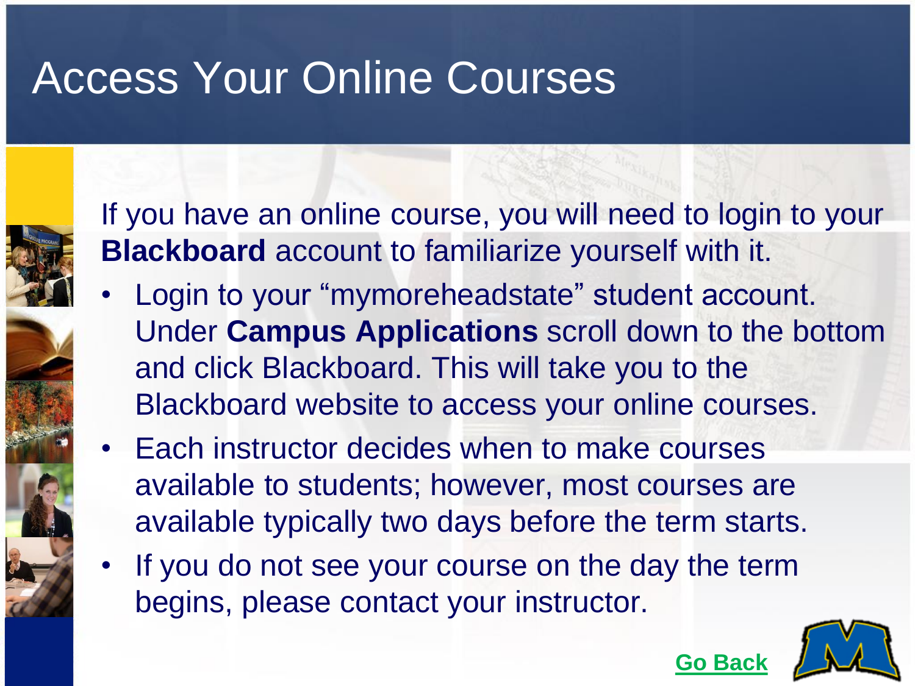# Access Your Online Courses

If you have an online course, you will need to login to your **Blackboard** account to familiarize yourself with it.

- Login to your "mymoreheadstate" student account. Under **Campus Applications** scroll down to the bottom and click Blackboard. This will take you to the Blackboard website to access your online courses.
- Each instructor decides when to make courses available to students; however, most courses are available typically two days before the term starts.
- If you do not see your course on the day the term begins, please contact your instructor.

**Go Back**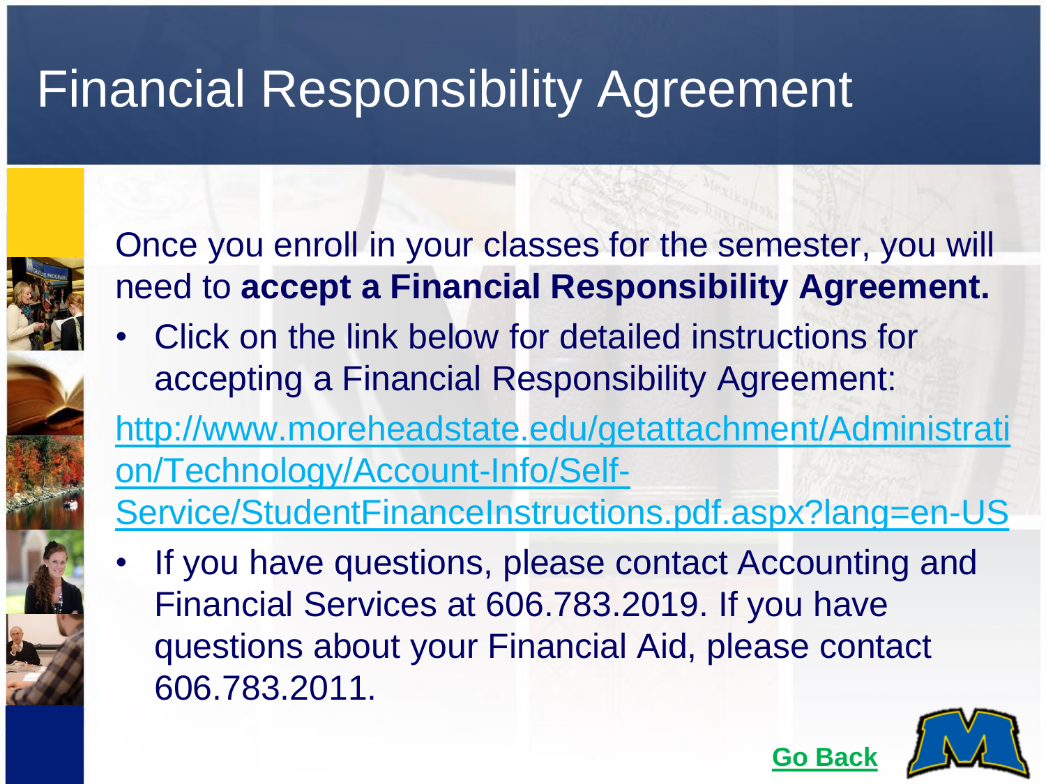# Financial Responsibility Agreement

Once you enroll in your classes for the semester, you will need to **accept a Financial Responsibility Agreement.**

- Click on the link below for detailed instructions for accepting a Financial Responsibility Agreement:

[http://www.moreheadstate.edu/getattachment/Administration/Technology/Account-Info/Self-Service/StudentFinanceInstructions.pdf.aspx?lang=en-US](http://www.moreheadstate.edu/getattachment/Administration/Technology/Account-Info/Self-Service/StudentFinanceInstructions.pdf.aspx?lang=en-US)

- If you have questions, please contact Accounting and Financial Services at 606.783.2019. If you have questions about your Financial Aid, please contact 606.783.2011.

**Go Back**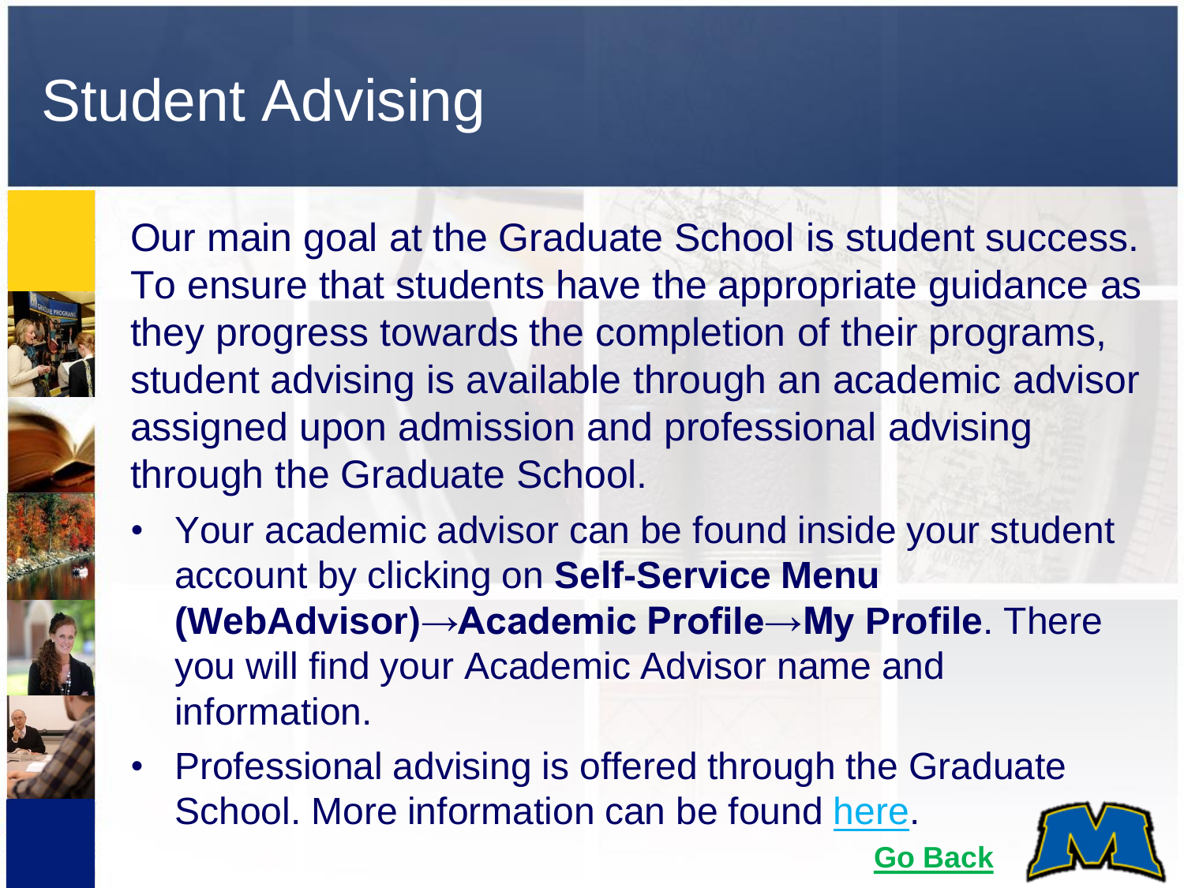# Student Advising

Our main goal at the Graduate School is student success. To ensure that students have the appropriate guidance as they progress towards the completion of their programs, student advising is available through an academic advisor assigned upon admission and professional advising through the Graduate School.

- Your academic advisor can be found inside your student account by clicking on **Self-Service Menu (WebAdvisor)→Academic Profile→My Profile**. There you will find your Academic Advisor name and information.
- Professional advising is offered through the Graduate School. More information can be found here.

**Go Back**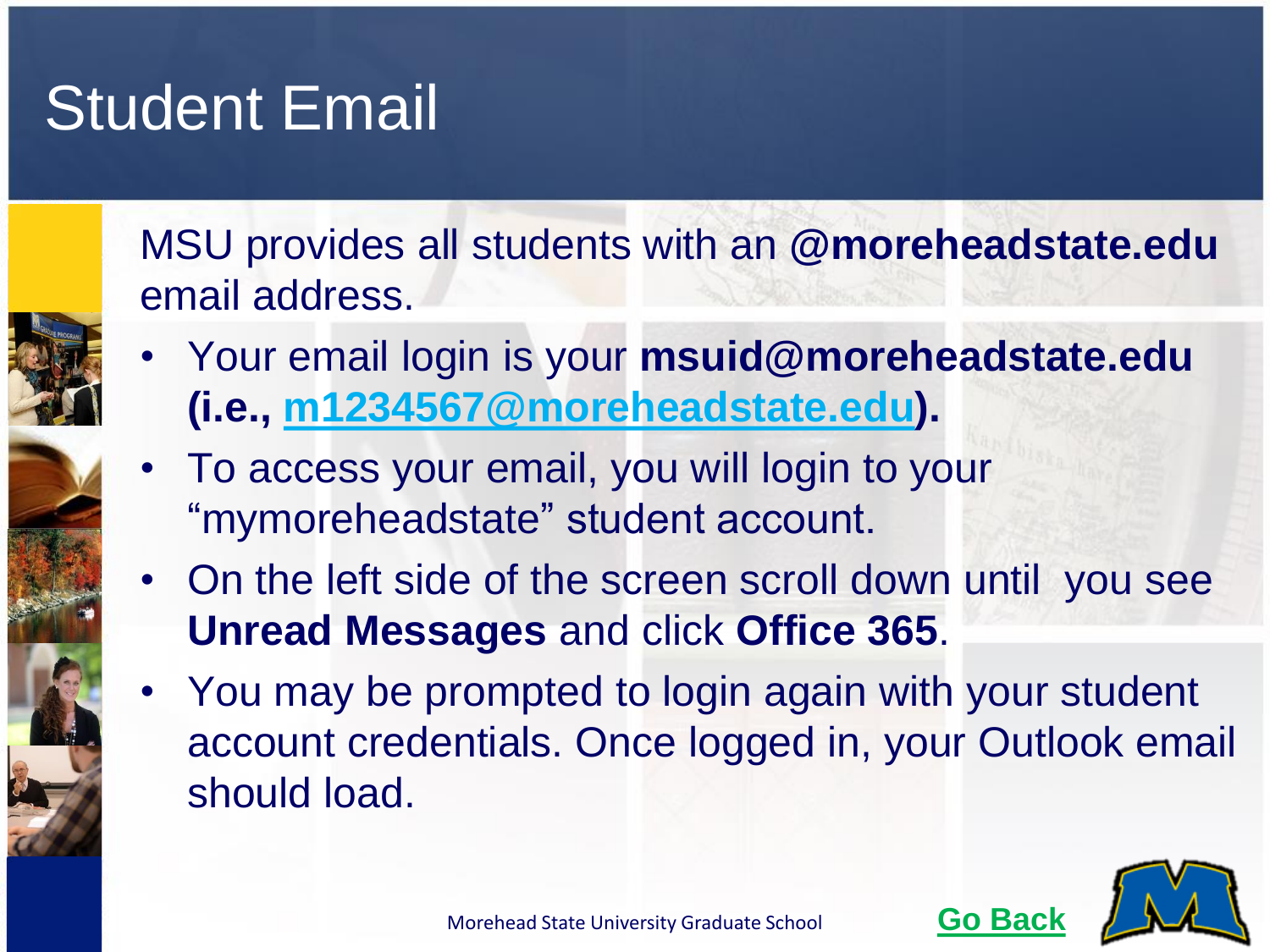# Student Email

MSU provides all students with an **@moreheadstate.edu** email address.

- Your email login is your **msuid@moreheadstate.edu (i.e., m1234567@moreheadstate.edu).**
- To access your email, you will login to your "mymoreheadstate" student account.
- On the left side of the screen scroll down until you see **Unread Messages** and click **Office 365**.
- You may be prompted to login again with your student account credentials. Once logged in, your Outlook email should load.

Morehead State University Graduate School

**Go Back**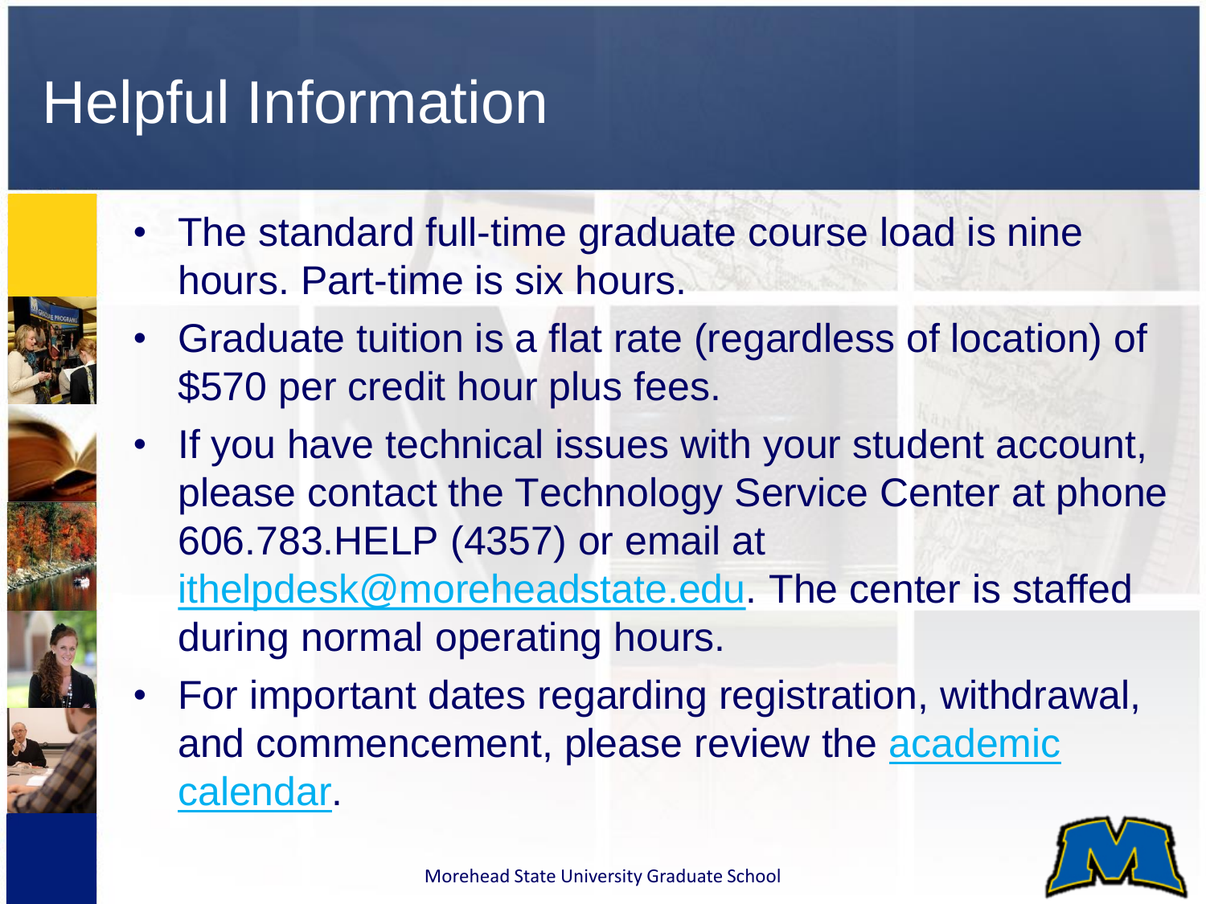# Helpful Information

- The standard full-time graduate course load is nine hours. Part-time is six hours.
- Graduate tuition is a flat rate (regardless of location) of $570 per credit hour plus fees.
- If you have technical issues with your student account, please contact the Technology Service Center at phone 606.783.HELP (4357) or email at ithelpdesk@moreheadstate.edu. The center is staffed during normal operating hours.
- For important dates regarding registration, withdrawal, and commencement, please review the academic calendar.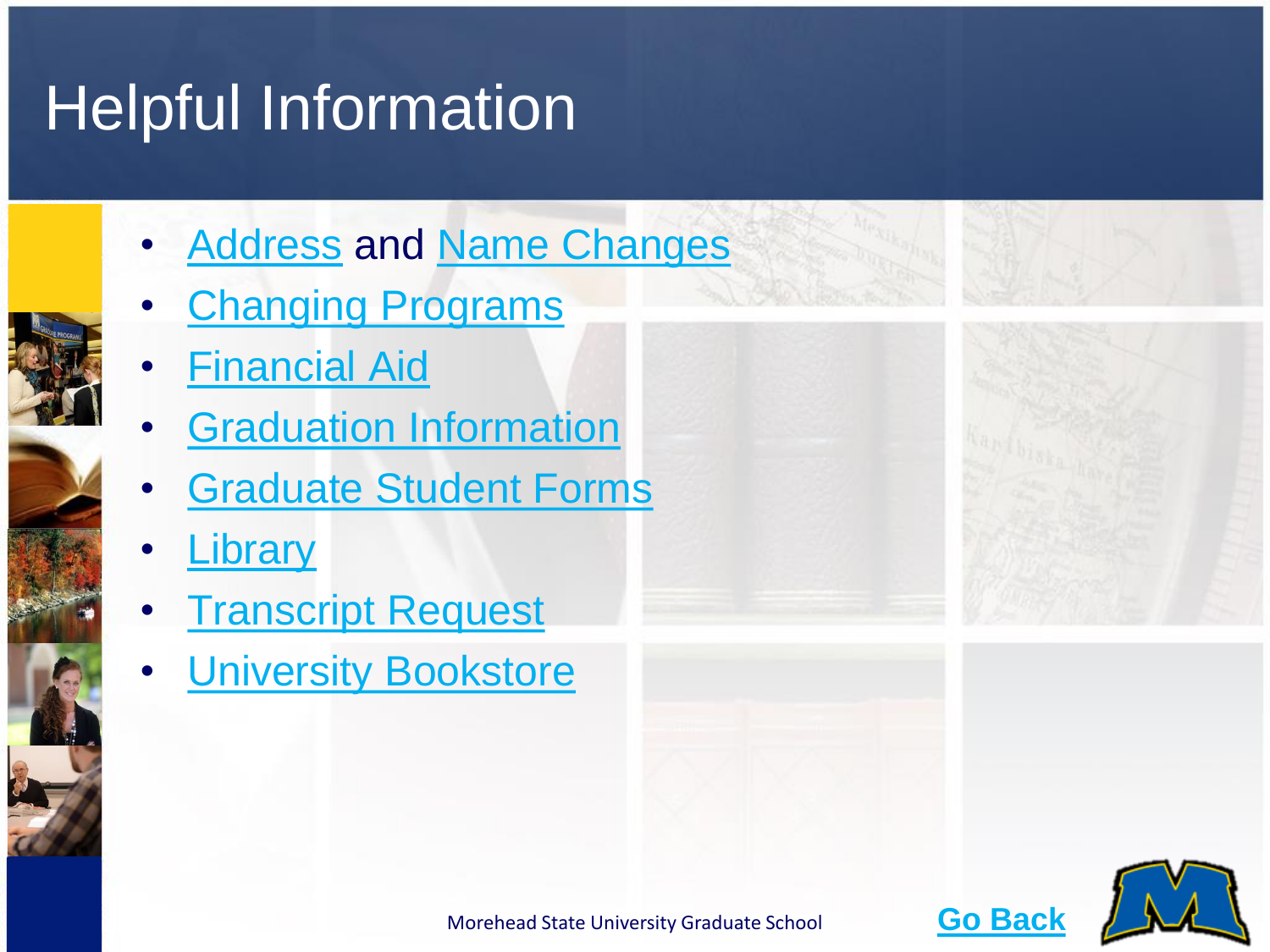# Helpful Information

- Address and Name Changes
- Changing Programs
- Financial Aid
- Graduation Information
- Graduate Student Forms
- Library
- Transcript Request
- University Bookstore

Go Back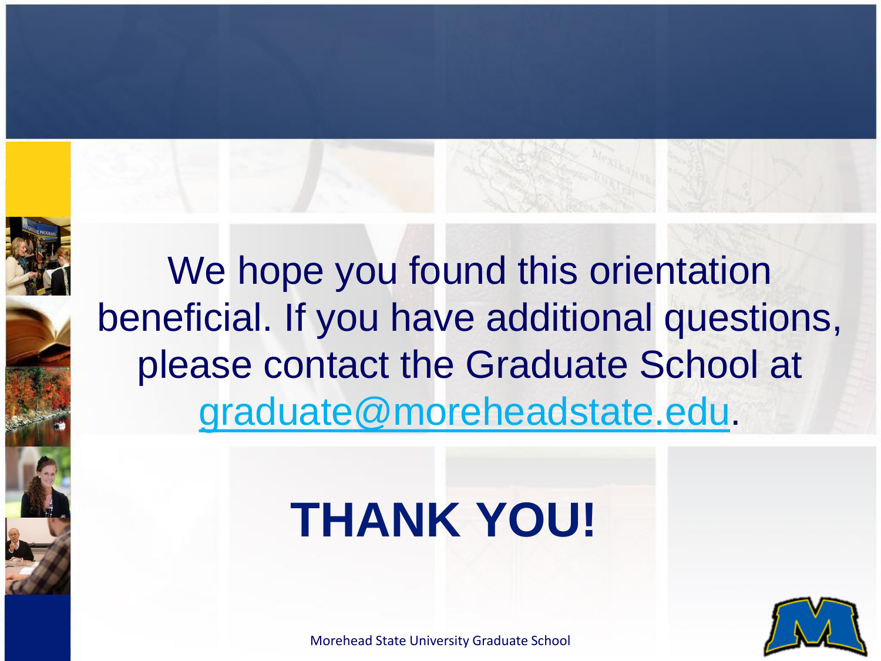We hope you found this orientation beneficial. If you have additional questions, please contact the Graduate School at graduate@moreheadstate.edu.

# THANK YOU!

Morehead State University Graduate School